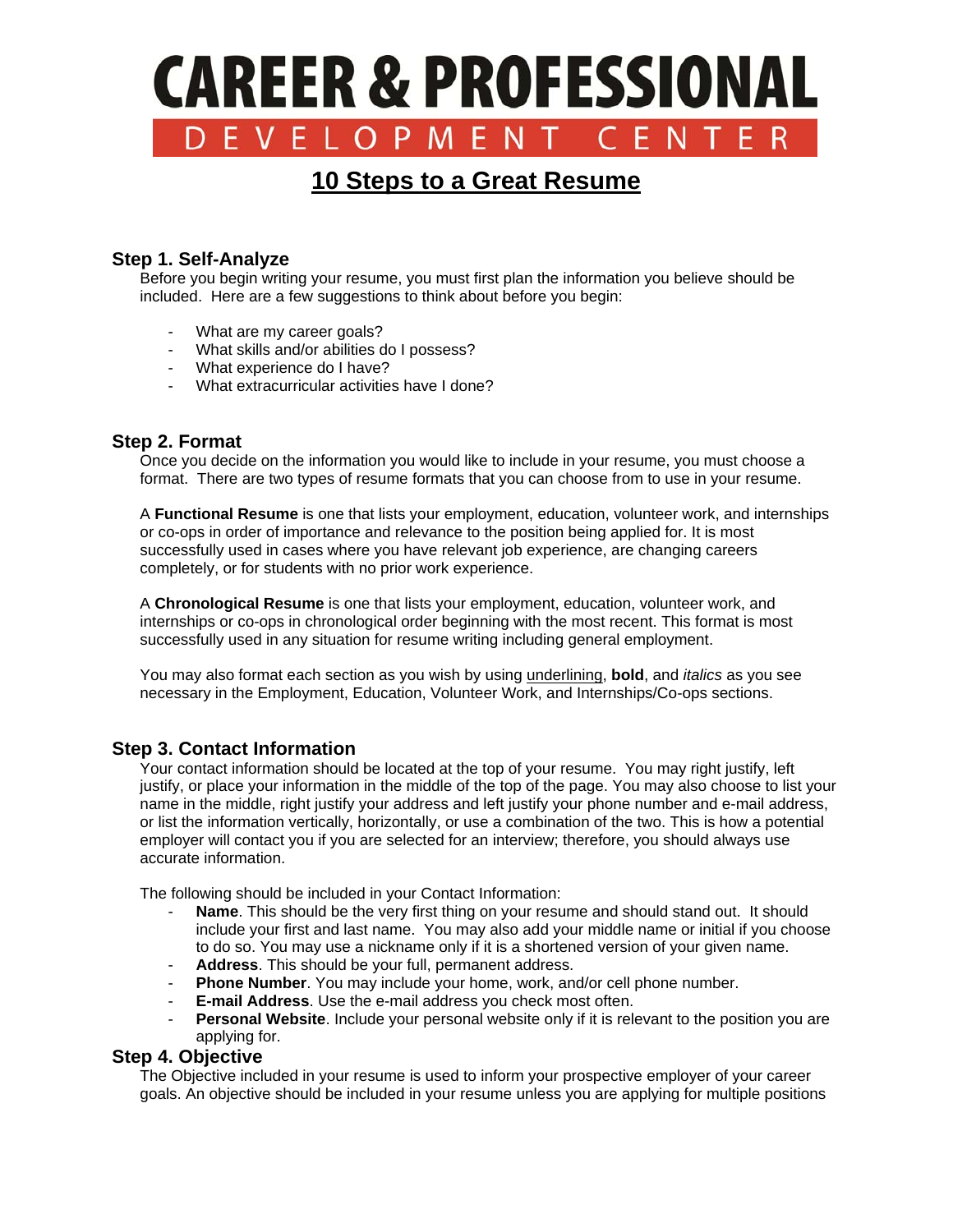# CAREER & PROFESSIONAL DEVELOPMENT CENTER

## 10 Steps to a Great Resume

### Step 1. Self-Analyze

Before you begin writing your resume, you must first plan the information you believe should be included. Here are a few suggestions to think about before you begin:

- What are my career goals?
- What skills and/or abilities do I possess?
- What experience do I have?
- What extracurricular activities have I done?

### Step 2. Format

Once you decide on the information you would like to include in your resume, you must choose a format. There are two types of resume formats that you can choose from to use in your resume.

A **Functional Resume** is one that lists your employment, education, volunteer work, and internships or co-ops in order of importance and relevance to the position being applied for. It is most successfully used in cases where you have relevant job experience, are changing careers completely, or for students with no prior work experience.

A **Chronological Resume** is one that lists your employment, education, volunteer work, and internships or co-ops in chronological order beginning with the most recent. This format is most successfully used in any situation for resume writing including general employment.

You may also format each section as you wish by using <u>underlining</u>, **bold**, and *italics* as you see necessary in the Employment, Education, Volunteer Work, and Internships/Co-ops sections.

### Step 3. Contact Information

Your contact information should be located at the top of your resume. You may right justify, left justify, or place your information in the middle of the top of the page. You may also choose to list your name in the middle, right justify your address and left justify your phone number and e-mail address, or list the information vertically, horizontally, or use a combination of the two. This is how a potential employer will contact you if you are selected for an interview; therefore, you should always use accurate information.

The following should be included in your Contact Information:

- **Name**. This should be the very first thing on your resume and should stand out. It should include your first and last name. You may also add your middle name or initial if you choose to do so. You may use a nickname only if it is a shortened version of your given name.
- **Address**. This should be your full, permanent address.
- **Phone Number**. You may include your home, work, and/or cell phone number.
- **E-mail Address**. Use the e-mail address you check most often.
- **Personal Website**. Include your personal website only if it is relevant to the position you are applying for.

### Step 4. Objective

The Objective included in your resume is used to inform your prospective employer of your career goals. An objective should be included in your resume unless you are applying for multiple positions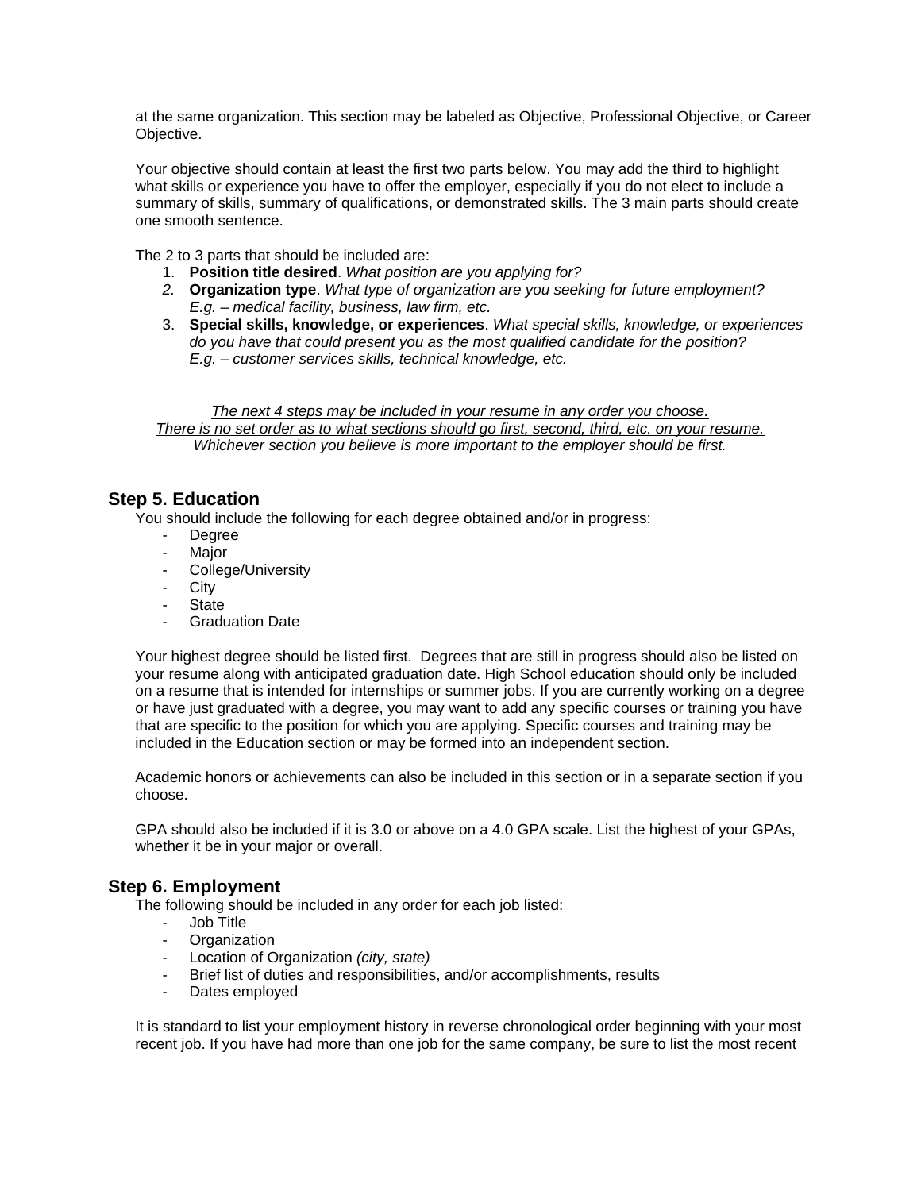at the same organization. This section may be labeled as Objective, Professional Objective, or Career Objective.

Your objective should contain at least the first two parts below. You may add the third to highlight what skills or experience you have to offer the employer, especially if you do not elect to include a summary of skills, summary of qualifications, or demonstrated skills. The 3 main parts should create one smooth sentence.

The 2 to 3 parts that should be included are:

1. **Position title desired**. *What position are you applying for?*
2. **Organization type**. *What type of organization are you seeking for future employment? E.g. – medical facility, business, law firm, etc.*
3. **Special skills, knowledge, or experiences**. *What special skills, knowledge, or experiences do you have that could present you as the most qualified candidate for the position? E.g. – customer services skills, technical knowledge, etc.*

*The next 4 steps may be included in your resume in any order you choose. There is no set order as to what sections should go first, second, third, etc. on your resume. Whichever section you believe is more important to the employer should be first.*

## Step 5. Education

You should include the following for each degree obtained and/or in progress:

- Degree
- Major
- College/University
- City
- State
- Graduation Date

Your highest degree should be listed first. Degrees that are still in progress should also be listed on your resume along with anticipated graduation date. High School education should only be included on a resume that is intended for internships or summer jobs. If you are currently working on a degree or have just graduated with a degree, you may want to add any specific courses or training you have that are specific to the position for which you are applying. Specific courses and training may be included in the Education section or may be formed into an independent section.

Academic honors or achievements can also be included in this section or in a separate section if you choose.

GPA should also be included if it is 3.0 or above on a 4.0 GPA scale. List the highest of your GPAs, whether it be in your major or overall.

## Step 6. Employment

The following should be included in any order for each job listed:

- Job Title
- Organization
- Location of Organization *(city, state)*
- Brief list of duties and responsibilities, and/or accomplishments, results
- Dates employed

It is standard to list your employment history in reverse chronological order beginning with your most recent job. If you have had more than one job for the same company, be sure to list the most recent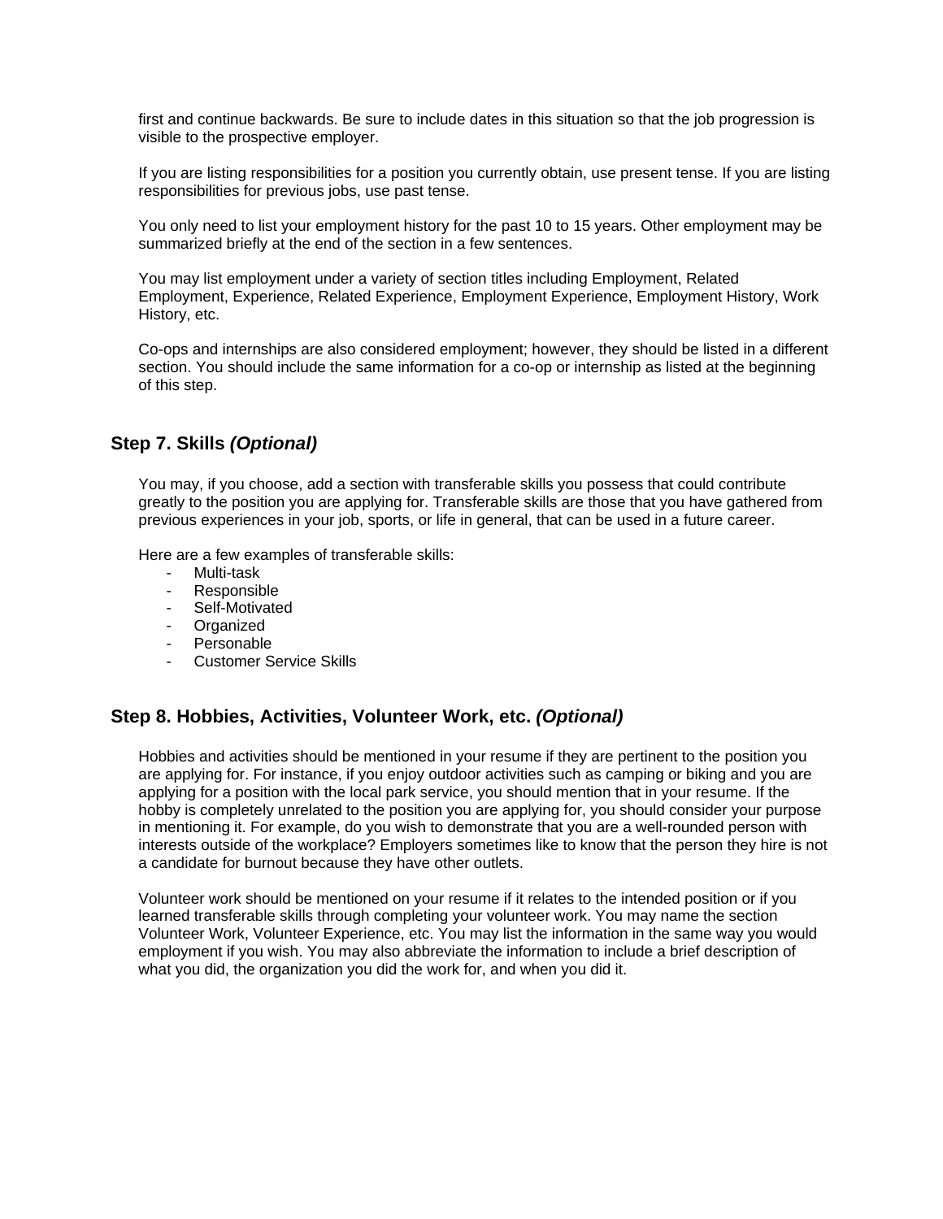first and continue backwards. Be sure to include dates in this situation so that the job progression is visible to the prospective employer.

If you are listing responsibilities for a position you currently obtain, use present tense. If you are listing responsibilities for previous jobs, use past tense.

You only need to list your employment history for the past 10 to 15 years. Other employment may be summarized briefly at the end of the section in a few sentences.

You may list employment under a variety of section titles including Employment, Related Employment, Experience, Related Experience, Employment Experience, Employment History, Work History, etc.

Co-ops and internships are also considered employment; however, they should be listed in a different section. You should include the same information for a co-op or internship as listed at the beginning of this step.

## Step 7. Skills *(Optional)*

You may, if you choose, add a section with transferable skills you possess that could contribute greatly to the position you are applying for. Transferable skills are those that you have gathered from previous experiences in your job, sports, or life in general, that can be used in a future career.

Here are a few examples of transferable skills:

- Multi-task
- Responsible
- Self-Motivated
- Organized
- Personable
- Customer Service Skills

## Step 8. Hobbies, Activities, Volunteer Work, etc. *(Optional)*

Hobbies and activities should be mentioned in your resume if they are pertinent to the position you are applying for. For instance, if you enjoy outdoor activities such as camping or biking and you are applying for a position with the local park service, you should mention that in your resume. If the hobby is completely unrelated to the position you are applying for, you should consider your purpose in mentioning it. For example, do you wish to demonstrate that you are a well-rounded person with interests outside of the workplace? Employers sometimes like to know that the person they hire is not a candidate for burnout because they have other outlets.

Volunteer work should be mentioned on your resume if it relates to the intended position or if you learned transferable skills through completing your volunteer work. You may name the section Volunteer Work, Volunteer Experience, etc. You may list the information in the same way you would employment if you wish. You may also abbreviate the information to include a brief description of what you did, the organization you did the work for, and when you did it.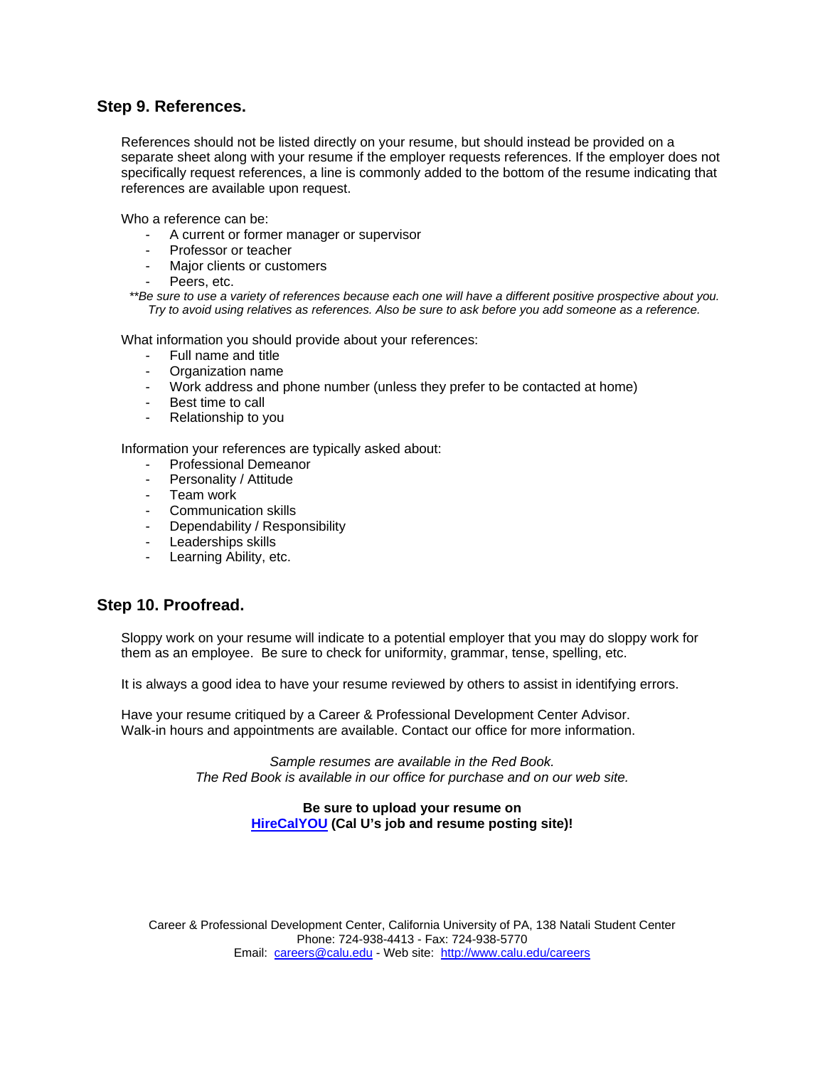## Step 9. References.

References should not be listed directly on your resume, but should instead be provided on a separate sheet along with your resume if the employer requests references. If the employer does not specifically request references, a line is commonly added to the bottom of the resume indicating that references are available upon request.

Who a reference can be:

- A current or former manager or supervisor
- Professor or teacher
- Major clients or customers
- Peers, etc.

*\*\*Be sure to use a variety of references because each one will have a different positive prospective about you. Try to avoid using relatives as references. Also be sure to ask before you add someone as a reference.*

What information you should provide about your references:

- Full name and title
- Organization name
- Work address and phone number (unless they prefer to be contacted at home)
- Best time to call
- Relationship to you

Information your references are typically asked about:

- Professional Demeanor
- Personality / Attitude
- Team work
- Communication skills
- Dependability / Responsibility
- Leaderships skills
- Learning Ability, etc.

## Step 10. Proofread.

Sloppy work on your resume will indicate to a potential employer that you may do sloppy work for them as an employee. Be sure to check for uniformity, grammar, tense, spelling, etc.

It is always a good idea to have your resume reviewed by others to assist in identifying errors.

Have your resume critiqued by a Career & Professional Development Center Advisor. Walk-in hours and appointments are available. Contact our office for more information.

*Sample resumes are available in the Red Book.*
*The Red Book is available in our office for purchase and on our web site.*

**Be sure to upload your resume on [HireCalYOU](HireCalYOU) (Cal U's job and resume posting site)!**

Career & Professional Development Center, California University of PA, 138 Natali Student Center
Phone: 724-938-4413 - Fax: 724-938-5770
Email: careers@calu.edu - Web site: http://www.calu.edu/careers